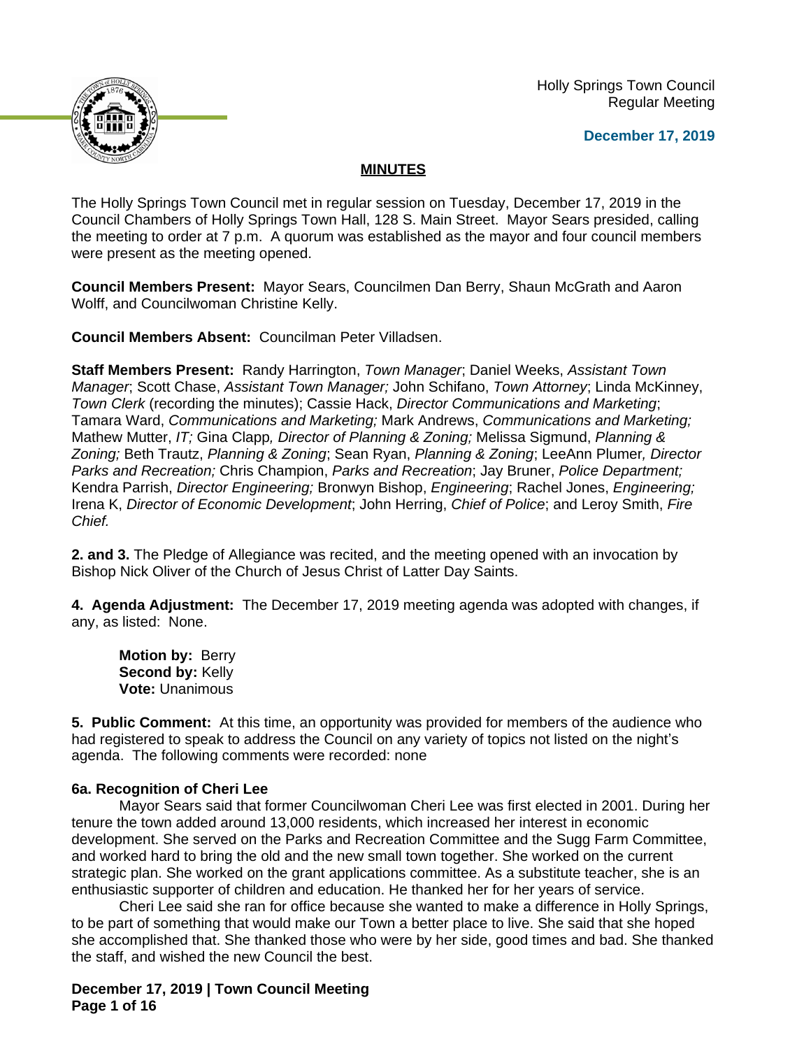Holly Springs Town Council
Regular Meeting

**December 17, 2019**

## MINUTES

The Holly Springs Town Council met in regular session on Tuesday, December 17, 2019 in the Council Chambers of Holly Springs Town Hall, 128 S. Main Street. Mayor Sears presided, calling the meeting to order at 7 p.m. A quorum was established as the mayor and four council members were present as the meeting opened.

**Council Members Present:** Mayor Sears, Councilmen Dan Berry, Shaun McGrath and Aaron Wolff, and Councilwoman Christine Kelly.

**Council Members Absent:** Councilman Peter Villadsen.

**Staff Members Present:** Randy Harrington, *Town Manager*; Daniel Weeks, *Assistant Town Manager*; Scott Chase, *Assistant Town Manager;* John Schifano, *Town Attorney*; Linda McKinney, *Town Clerk* (recording the minutes); Cassie Hack, *Director Communications and Marketing*; Tamara Ward, *Communications and Marketing;* Mark Andrews, *Communications and Marketing;* Mathew Mutter, *IT;* Gina Clapp*, Director of Planning & Zoning;* Melissa Sigmund, *Planning & Zoning;* Beth Trautz, *Planning & Zoning*; Sean Ryan, *Planning & Zoning*; LeeAnn Plumer*, Director Parks and Recreation;* Chris Champion, *Parks and Recreation*; Jay Bruner, *Police Department;* Kendra Parrish, *Director Engineering;* Bronwyn Bishop, *Engineering*; Rachel Jones, *Engineering;* Irena K, *Director of Economic Development*; John Herring, *Chief of Police*; and Leroy Smith, *Fire Chief.*

**2. and 3.** The Pledge of Allegiance was recited, and the meeting opened with an invocation by Bishop Nick Oliver of the Church of Jesus Christ of Latter Day Saints.

**4. Agenda Adjustment:** The December 17, 2019 meeting agenda was adopted with changes, if any, as listed: None.

> **Motion by:** Berry
> **Second by:** Kelly
> **Vote:** Unanimous

**5. Public Comment:** At this time, an opportunity was provided for members of the audience who had registered to speak to address the Council on any variety of topics not listed on the night's agenda. The following comments were recorded: none

**6a. Recognition of Cheri Lee**

Mayor Sears said that former Councilwoman Cheri Lee was first elected in 2001. During her tenure the town added around 13,000 residents, which increased her interest in economic development. She served on the Parks and Recreation Committee and the Sugg Farm Committee, and worked hard to bring the old and the new small town together. She worked on the current strategic plan. She worked on the grant applications committee. As a substitute teacher, she is an enthusiastic supporter of children and education. He thanked her for her years of service.

Cheri Lee said she ran for office because she wanted to make a difference in Holly Springs, to be part of something that would make our Town a better place to live. She said that she hoped she accomplished that. She thanked those who were by her side, good times and bad. She thanked the staff, and wished the new Council the best.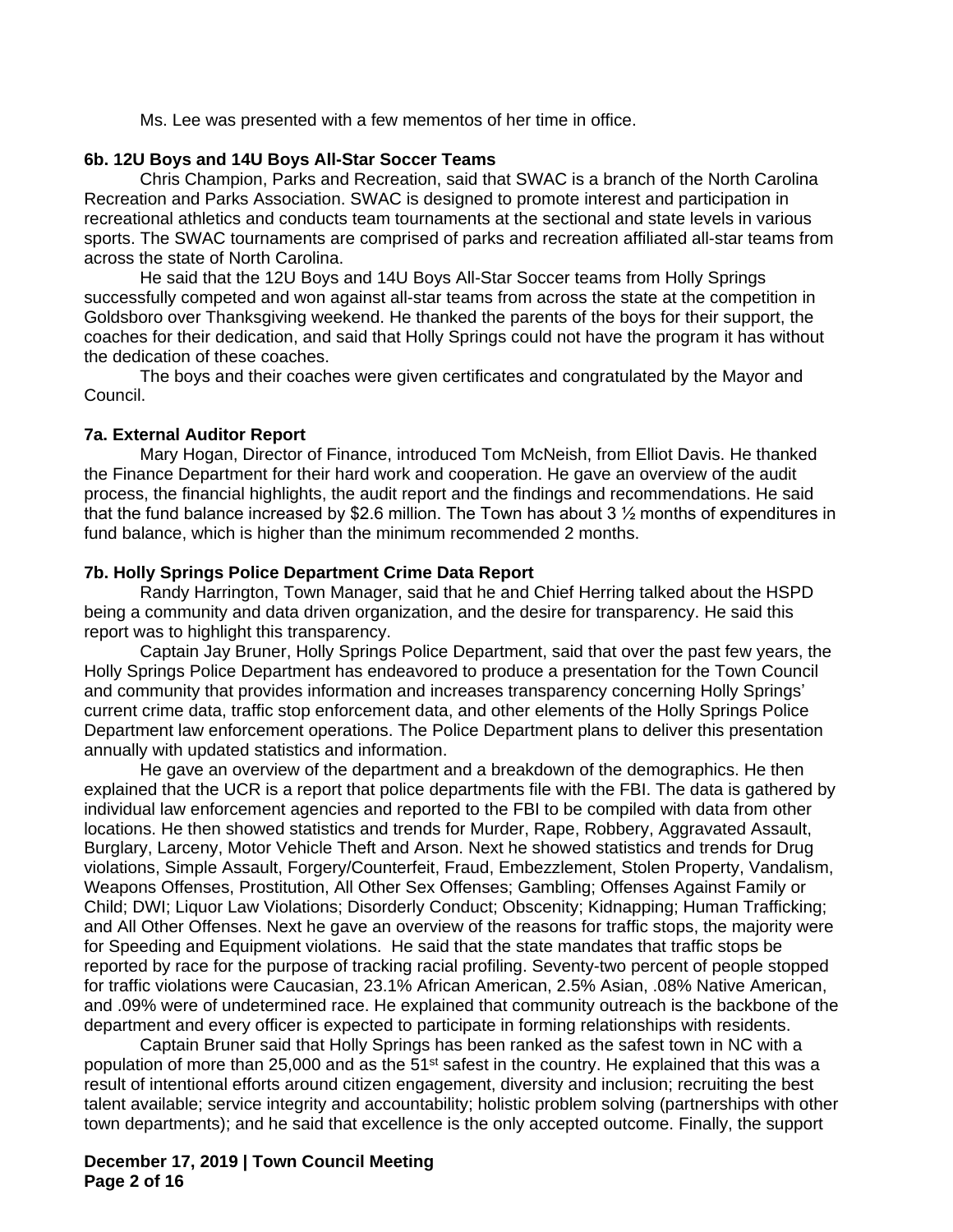Ms. Lee was presented with a few mementos of her time in office.

**6b. 12U Boys and 14U Boys All-Star Soccer Teams**

Chris Champion, Parks and Recreation, said that SWAC is a branch of the North Carolina Recreation and Parks Association. SWAC is designed to promote interest and participation in recreational athletics and conducts team tournaments at the sectional and state levels in various sports. The SWAC tournaments are comprised of parks and recreation affiliated all-star teams from across the state of North Carolina.

He said that the 12U Boys and 14U Boys All-Star Soccer teams from Holly Springs successfully competed and won against all-star teams from across the state at the competition in Goldsboro over Thanksgiving weekend. He thanked the parents of the boys for their support, the coaches for their dedication, and said that Holly Springs could not have the program it has without the dedication of these coaches.

The boys and their coaches were given certificates and congratulated by the Mayor and Council.

**7a. External Auditor Report**

Mary Hogan, Director of Finance, introduced Tom McNeish, from Elliot Davis. He thanked the Finance Department for their hard work and cooperation. He gave an overview of the audit process, the financial highlights, the audit report and the findings and recommendations. He said that the fund balance increased by $2.6 million. The Town has about 3 ½ months of expenditures in fund balance, which is higher than the minimum recommended 2 months.

**7b. Holly Springs Police Department Crime Data Report**

Randy Harrington, Town Manager, said that he and Chief Herring talked about the HSPD being a community and data driven organization, and the desire for transparency. He said this report was to highlight this transparency.

Captain Jay Bruner, Holly Springs Police Department, said that over the past few years, the Holly Springs Police Department has endeavored to produce a presentation for the Town Council and community that provides information and increases transparency concerning Holly Springs' current crime data, traffic stop enforcement data, and other elements of the Holly Springs Police Department law enforcement operations. The Police Department plans to deliver this presentation annually with updated statistics and information.

He gave an overview of the department and a breakdown of the demographics. He then explained that the UCR is a report that police departments file with the FBI. The data is gathered by individual law enforcement agencies and reported to the FBI to be compiled with data from other locations. He then showed statistics and trends for Murder, Rape, Robbery, Aggravated Assault, Burglary, Larceny, Motor Vehicle Theft and Arson. Next he showed statistics and trends for Drug violations, Simple Assault, Forgery/Counterfeit, Fraud, Embezzlement, Stolen Property, Vandalism, Weapons Offenses, Prostitution, All Other Sex Offenses; Gambling; Offenses Against Family or Child; DWI; Liquor Law Violations; Disorderly Conduct; Obscenity; Kidnapping; Human Trafficking; and All Other Offenses. Next he gave an overview of the reasons for traffic stops, the majority were for Speeding and Equipment violations. He said that the state mandates that traffic stops be reported by race for the purpose of tracking racial profiling. Seventy-two percent of people stopped for traffic violations were Caucasian, 23.1% African American, 2.5% Asian, .08% Native American, and .09% were of undetermined race. He explained that community outreach is the backbone of the department and every officer is expected to participate in forming relationships with residents.

Captain Bruner said that Holly Springs has been ranked as the safest town in NC with a population of more than 25,000 and as the 51st safest in the country. He explained that this was a result of intentional efforts around citizen engagement, diversity and inclusion; recruiting the best talent available; service integrity and accountability; holistic problem solving (partnerships with other town departments); and he said that excellence is the only accepted outcome. Finally, the support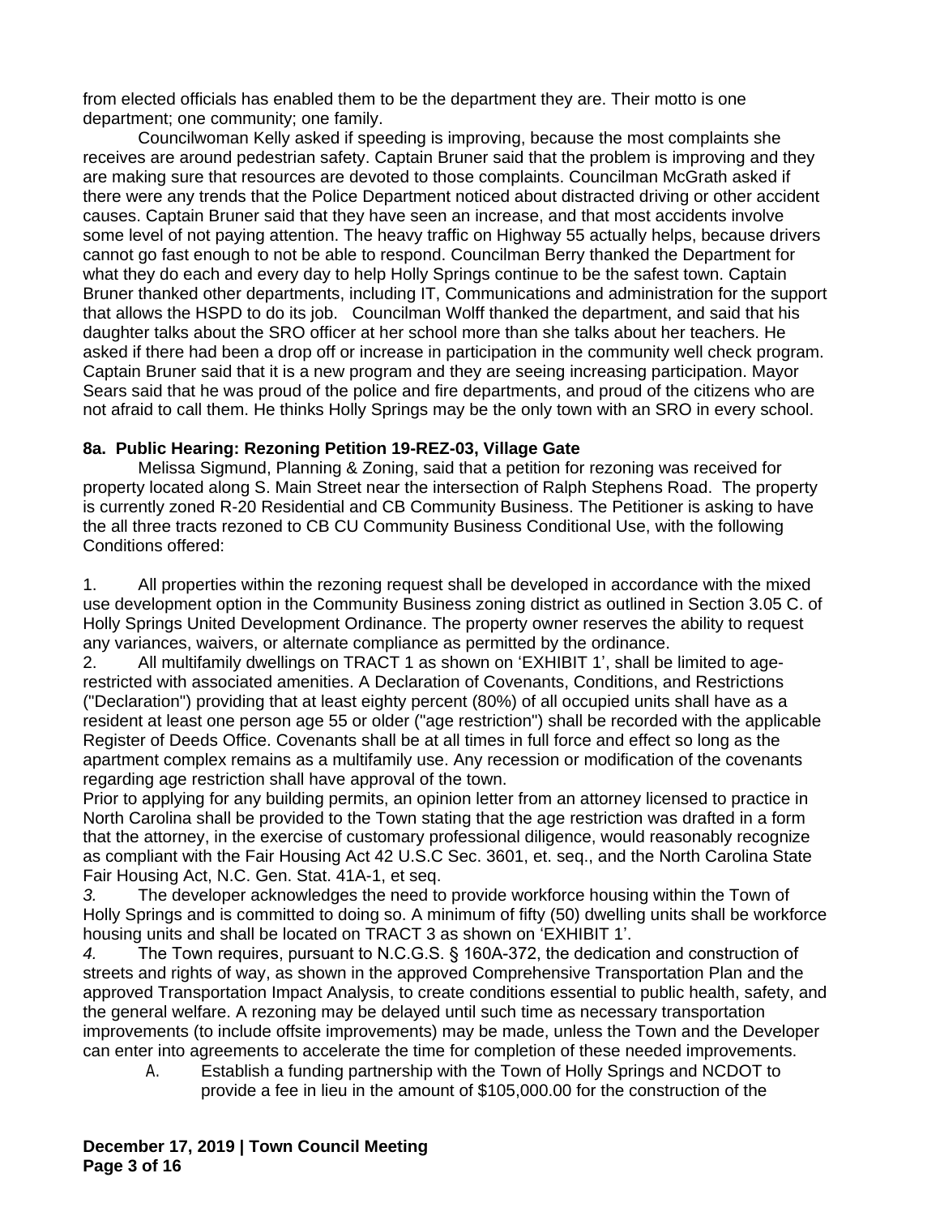from elected officials has enabled them to be the department they are. Their motto is one department; one community; one family.

Councilwoman Kelly asked if speeding is improving, because the most complaints she receives are around pedestrian safety. Captain Bruner said that the problem is improving and they are making sure that resources are devoted to those complaints. Councilman McGrath asked if there were any trends that the Police Department noticed about distracted driving or other accident causes. Captain Bruner said that they have seen an increase, and that most accidents involve some level of not paying attention. The heavy traffic on Highway 55 actually helps, because drivers cannot go fast enough to not be able to respond. Councilman Berry thanked the Department for what they do each and every day to help Holly Springs continue to be the safest town. Captain Bruner thanked other departments, including IT, Communications and administration for the support that allows the HSPD to do its job. Councilman Wolff thanked the department, and said that his daughter talks about the SRO officer at her school more than she talks about her teachers. He asked if there had been a drop off or increase in participation in the community well check program. Captain Bruner said that it is a new program and they are seeing increasing participation. Mayor Sears said that he was proud of the police and fire departments, and proud of the citizens who are not afraid to call them. He thinks Holly Springs may be the only town with an SRO in every school.

**8a. Public Hearing: Rezoning Petition 19-REZ-03, Village Gate**

Melissa Sigmund, Planning & Zoning, said that a petition for rezoning was received for property located along S. Main Street near the intersection of Ralph Stephens Road. The property is currently zoned R-20 Residential and CB Community Business. The Petitioner is asking to have the all three tracts rezoned to CB CU Community Business Conditional Use, with the following Conditions offered:

1. All properties within the rezoning request shall be developed in accordance with the mixed use development option in the Community Business zoning district as outlined in Section 3.05 C. of Holly Springs United Development Ordinance. The property owner reserves the ability to request any variances, waivers, or alternate compliance as permitted by the ordinance.
2. All multifamily dwellings on TRACT 1 as shown on 'EXHIBIT 1', shall be limited to age-restricted with associated amenities. A Declaration of Covenants, Conditions, and Restrictions ("Declaration") providing that at least eighty percent (80%) of all occupied units shall have as a resident at least one person age 55 or older ("age restriction") shall be recorded with the applicable Register of Deeds Office. Covenants shall be at all times in full force and effect so long as the apartment complex remains as a multifamily use. Any recession or modification of the covenants regarding age restriction shall have approval of the town.
Prior to applying for any building permits, an opinion letter from an attorney licensed to practice in North Carolina shall be provided to the Town stating that the age restriction was drafted in a form that the attorney, in the exercise of customary professional diligence, would reasonably recognize as compliant with the Fair Housing Act 42 U.S.C Sec. 3601, et. seq., and the North Carolina State Fair Housing Act, N.C. Gen. Stat. 41A-1, et seq.
3. The developer acknowledges the need to provide workforce housing within the Town of Holly Springs and is committed to doing so. A minimum of fifty (50) dwelling units shall be workforce housing units and shall be located on TRACT 3 as shown on 'EXHIBIT 1'.
4. The Town requires, pursuant to N.C.G.S. § 160A-372, the dedication and construction of streets and rights of way, as shown in the approved Comprehensive Transportation Plan and the approved Transportation Impact Analysis, to create conditions essential to public health, safety, and the general welfare. A rezoning may be delayed until such time as necessary transportation improvements (to include offsite improvements) may be made, unless the Town and the Developer can enter into agreements to accelerate the time for completion of these needed improvements.
   A. Establish a funding partnership with the Town of Holly Springs and NCDOT to provide a fee in lieu in the amount of $105,000.00 for the construction of the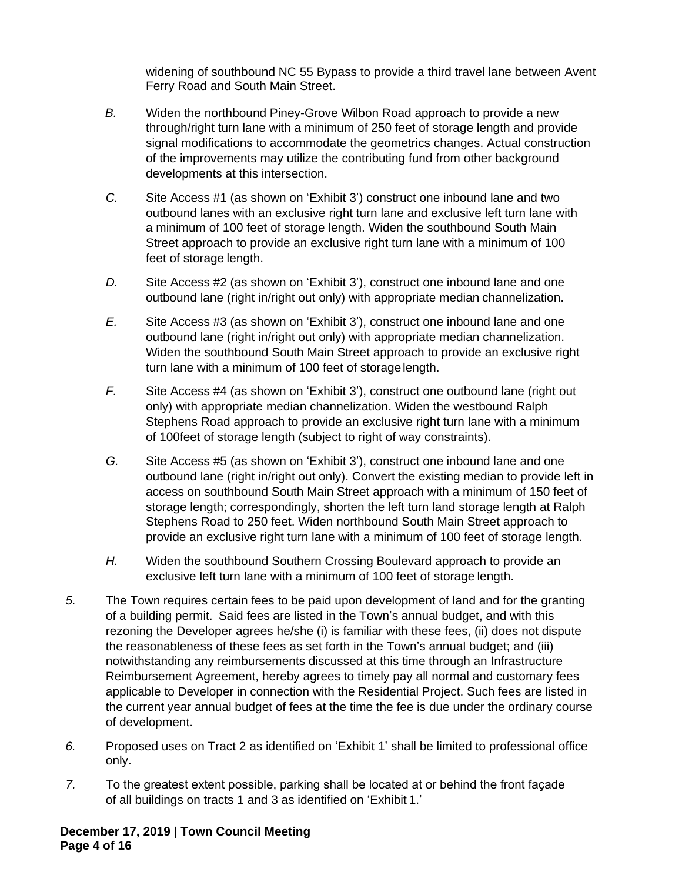widening of southbound NC 55 Bypass to provide a third travel lane between Avent Ferry Road and South Main Street.

*B.* Widen the northbound Piney-Grove Wilbon Road approach to provide a new through/right turn lane with a minimum of 250 feet of storage length and provide signal modifications to accommodate the geometrics changes. Actual construction of the improvements may utilize the contributing fund from other background developments at this intersection.

*C.* Site Access #1 (as shown on 'Exhibit 3') construct one inbound lane and two outbound lanes with an exclusive right turn lane and exclusive left turn lane with a minimum of 100 feet of storage length. Widen the southbound South Main Street approach to provide an exclusive right turn lane with a minimum of 100 feet of storage length.

*D.* Site Access #2 (as shown on 'Exhibit 3'), construct one inbound lane and one outbound lane (right in/right out only) with appropriate median channelization.

*E.* Site Access #3 (as shown on 'Exhibit 3'), construct one inbound lane and one outbound lane (right in/right out only) with appropriate median channelization. Widen the southbound South Main Street approach to provide an exclusive right turn lane with a minimum of 100 feet of storage length.

*F.* Site Access #4 (as shown on 'Exhibit 3'), construct one outbound lane (right out only) with appropriate median channelization. Widen the westbound Ralph Stephens Road approach to provide an exclusive right turn lane with a minimum of 100feet of storage length (subject to right of way constraints).

*G.* Site Access #5 (as shown on 'Exhibit 3'), construct one inbound lane and one outbound lane (right in/right out only). Convert the existing median to provide left in access on southbound South Main Street approach with a minimum of 150 feet of storage length; correspondingly, shorten the left turn land storage length at Ralph Stephens Road to 250 feet. Widen northbound South Main Street approach to provide an exclusive right turn lane with a minimum of 100 feet of storage length.

*H.* Widen the southbound Southern Crossing Boulevard approach to provide an exclusive left turn lane with a minimum of 100 feet of storage length.

*5.* The Town requires certain fees to be paid upon development of land and for the granting of a building permit. Said fees are listed in the Town's annual budget, and with this rezoning the Developer agrees he/she (i) is familiar with these fees, (ii) does not dispute the reasonableness of these fees as set forth in the Town's annual budget; and (iii) notwithstanding any reimbursements discussed at this time through an Infrastructure Reimbursement Agreement, hereby agrees to timely pay all normal and customary fees applicable to Developer in connection with the Residential Project. Such fees are listed in the current year annual budget of fees at the time the fee is due under the ordinary course of development.

*6.* Proposed uses on Tract 2 as identified on 'Exhibit 1' shall be limited to professional office only.

*7.* To the greatest extent possible, parking shall be located at or behind the front façade of all buildings on tracts 1 and 3 as identified on 'Exhibit 1.'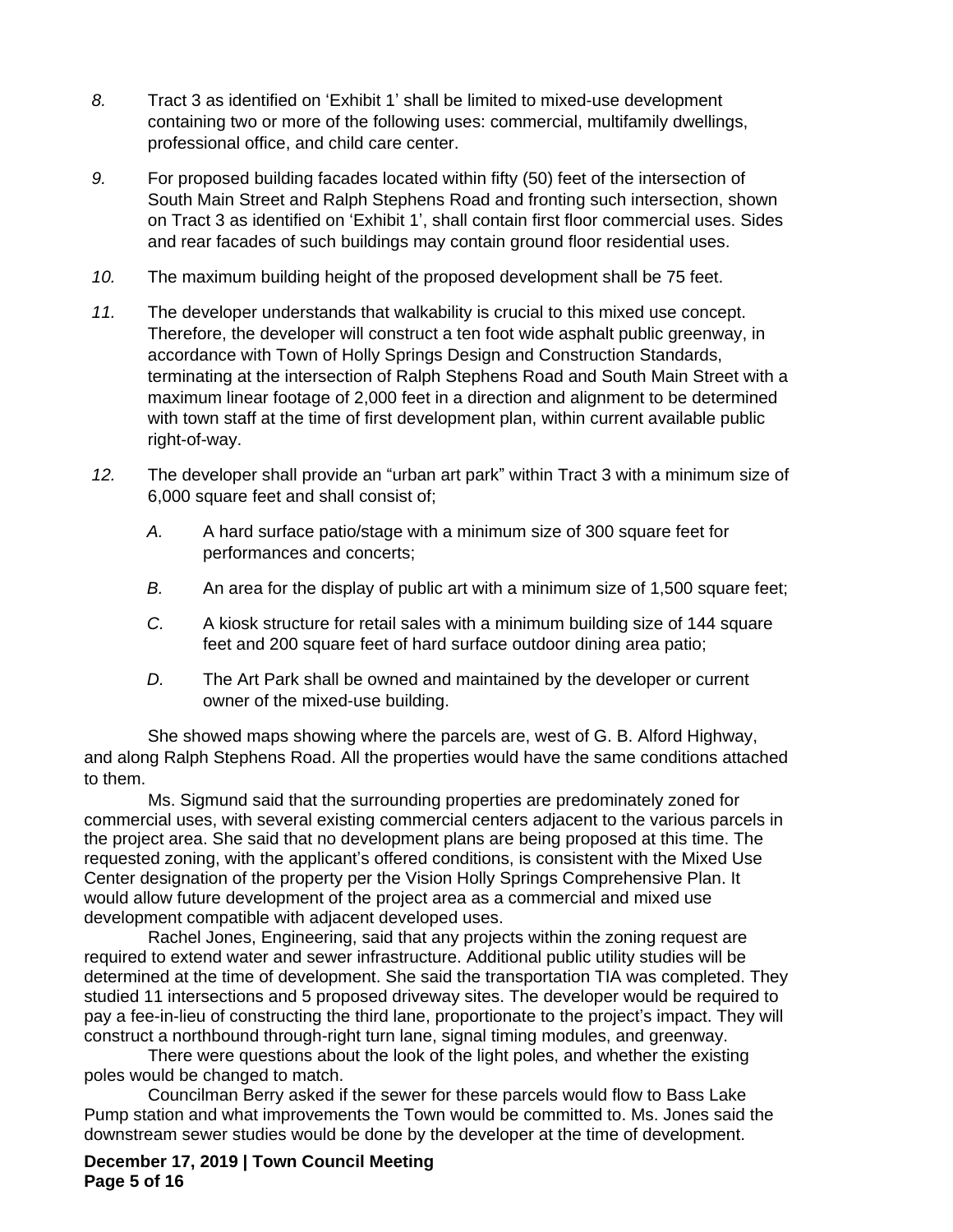8. Tract 3 as identified on 'Exhibit 1' shall be limited to mixed-use development containing two or more of the following uses: commercial, multifamily dwellings, professional office, and child care center.

9. For proposed building facades located within fifty (50) feet of the intersection of South Main Street and Ralph Stephens Road and fronting such intersection, shown on Tract 3 as identified on 'Exhibit 1', shall contain first floor commercial uses. Sides and rear facades of such buildings may contain ground floor residential uses.

10. The maximum building height of the proposed development shall be 75 feet.

11. The developer understands that walkability is crucial to this mixed use concept. Therefore, the developer will construct a ten foot wide asphalt public greenway, in accordance with Town of Holly Springs Design and Construction Standards, terminating at the intersection of Ralph Stephens Road and South Main Street with a maximum linear footage of 2,000 feet in a direction and alignment to be determined with town staff at the time of first development plan, within current available public right-of-way.

12. The developer shall provide an "urban art park" within Tract 3 with a minimum size of 6,000 square feet and shall consist of;

    A. A hard surface patio/stage with a minimum size of 300 square feet for performances and concerts;

    B. An area for the display of public art with a minimum size of 1,500 square feet;

    C. A kiosk structure for retail sales with a minimum building size of 144 square feet and 200 square feet of hard surface outdoor dining area patio;

    D. The Art Park shall be owned and maintained by the developer or current owner of the mixed-use building.

She showed maps showing where the parcels are, west of G. B. Alford Highway, and along Ralph Stephens Road. All the properties would have the same conditions attached to them.

Ms. Sigmund said that the surrounding properties are predominately zoned for commercial uses, with several existing commercial centers adjacent to the various parcels in the project area. She said that no development plans are being proposed at this time. The requested zoning, with the applicant's offered conditions, is consistent with the Mixed Use Center designation of the property per the Vision Holly Springs Comprehensive Plan. It would allow future development of the project area as a commercial and mixed use development compatible with adjacent developed uses.

Rachel Jones, Engineering, said that any projects within the zoning request are required to extend water and sewer infrastructure. Additional public utility studies will be determined at the time of development. She said the transportation TIA was completed. They studied 11 intersections and 5 proposed driveway sites. The developer would be required to pay a fee-in-lieu of constructing the third lane, proportionate to the project's impact. They will construct a northbound through-right turn lane, signal timing modules, and greenway.

There were questions about the look of the light poles, and whether the existing poles would be changed to match.

Councilman Berry asked if the sewer for these parcels would flow to Bass Lake Pump station and what improvements the Town would be committed to. Ms. Jones said the downstream sewer studies would be done by the developer at the time of development.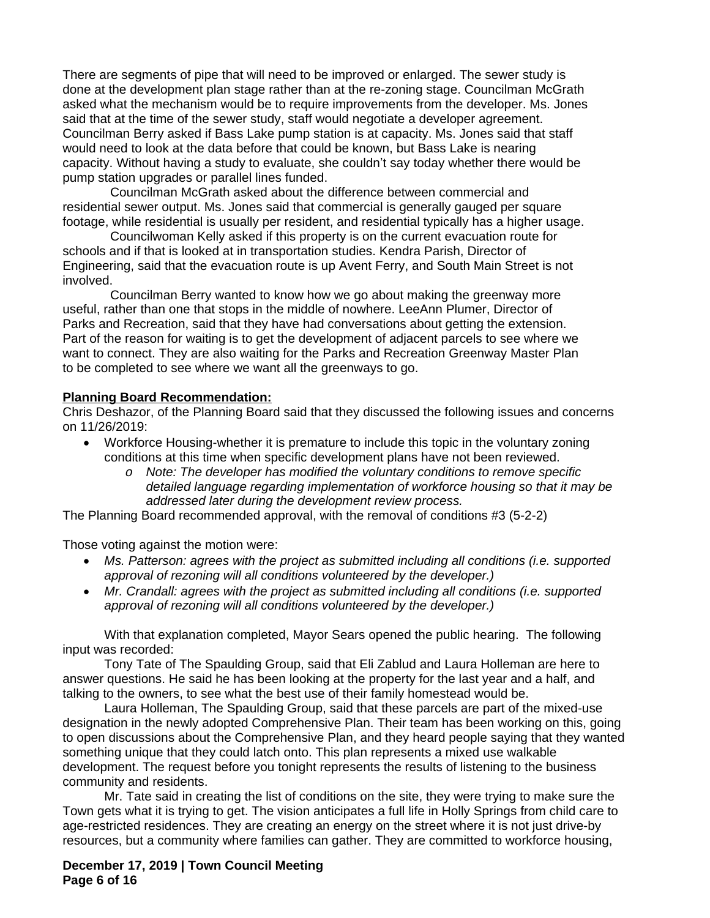There are segments of pipe that will need to be improved or enlarged. The sewer study is done at the development plan stage rather than at the re-zoning stage. Councilman McGrath asked what the mechanism would be to require improvements from the developer. Ms. Jones said that at the time of the sewer study, staff would negotiate a developer agreement. Councilman Berry asked if Bass Lake pump station is at capacity. Ms. Jones said that staff would need to look at the data before that could be known, but Bass Lake is nearing capacity. Without having a study to evaluate, she couldn't say today whether there would be pump station upgrades or parallel lines funded.

Councilman McGrath asked about the difference between commercial and residential sewer output. Ms. Jones said that commercial is generally gauged per square footage, while residential is usually per resident, and residential typically has a higher usage.

Councilwoman Kelly asked if this property is on the current evacuation route for schools and if that is looked at in transportation studies. Kendra Parish, Director of Engineering, said that the evacuation route is up Avent Ferry, and South Main Street is not involved.

Councilman Berry wanted to know how we go about making the greenway more useful, rather than one that stops in the middle of nowhere. LeeAnn Plumer, Director of Parks and Recreation, said that they have had conversations about getting the extension. Part of the reason for waiting is to get the development of adjacent parcels to see where we want to connect. They are also waiting for the Parks and Recreation Greenway Master Plan to be completed to see where we want all the greenways to go.

**Planning Board Recommendation:**

Chris Deshazor, of the Planning Board said that they discussed the following issues and concerns on 11/26/2019:

- Workforce Housing-whether it is premature to include this topic in the voluntary zoning conditions at this time when specific development plans have not been reviewed.
  - *Note: The developer has modified the voluntary conditions to remove specific detailed language regarding implementation of workforce housing so that it may be addressed later during the development review process.*

The Planning Board recommended approval, with the removal of conditions #3 (5-2-2)

Those voting against the motion were:

- *Ms. Patterson: agrees with the project as submitted including all conditions (i.e. supported approval of rezoning will all conditions volunteered by the developer.)*
- *Mr. Crandall: agrees with the project as submitted including all conditions (i.e. supported approval of rezoning will all conditions volunteered by the developer.)*

With that explanation completed, Mayor Sears opened the public hearing. The following input was recorded:

Tony Tate of The Spaulding Group, said that Eli Zablud and Laura Holleman are here to answer questions. He said he has been looking at the property for the last year and a half, and talking to the owners, to see what the best use of their family homestead would be.

Laura Holleman, The Spaulding Group, said that these parcels are part of the mixed-use designation in the newly adopted Comprehensive Plan. Their team has been working on this, going to open discussions about the Comprehensive Plan, and they heard people saying that they wanted something unique that they could latch onto. This plan represents a mixed use walkable development. The request before you tonight represents the results of listening to the business community and residents.

Mr. Tate said in creating the list of conditions on the site, they were trying to make sure the Town gets what it is trying to get. The vision anticipates a full life in Holly Springs from child care to age-restricted residences. They are creating an energy on the street where it is not just drive-by resources, but a community where families can gather. They are committed to workforce housing,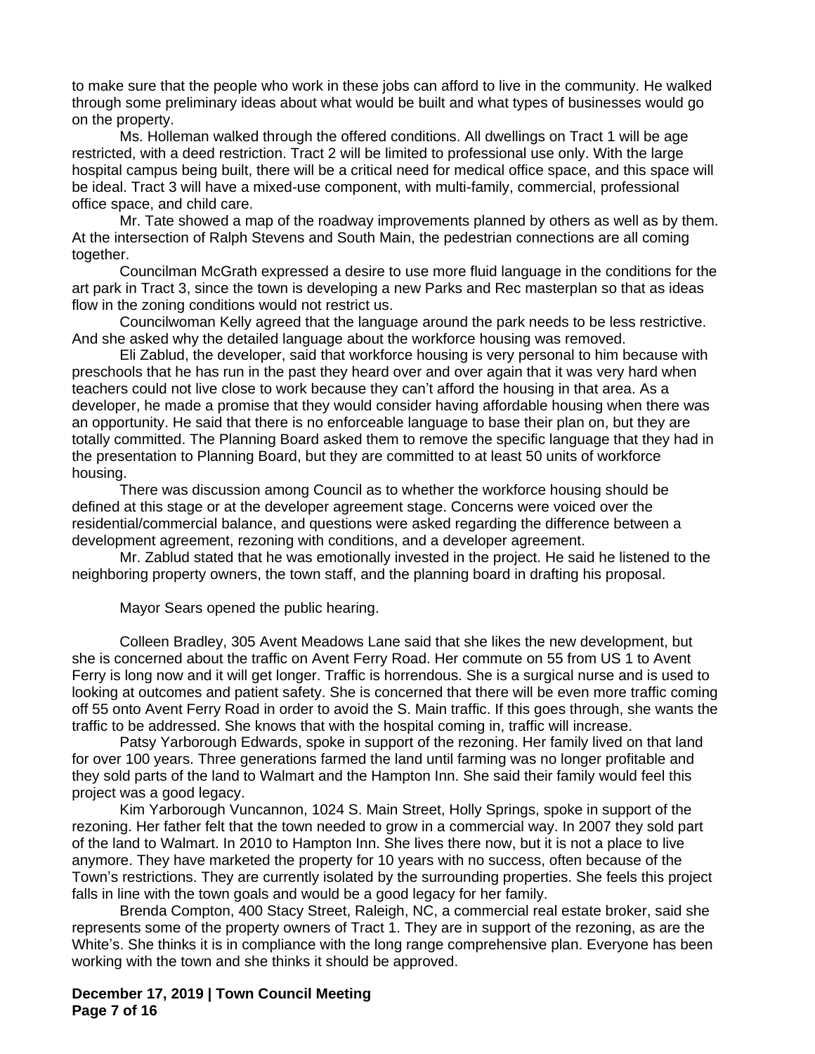to make sure that the people who work in these jobs can afford to live in the community. He walked through some preliminary ideas about what would be built and what types of businesses would go on the property.

Ms. Holleman walked through the offered conditions. All dwellings on Tract 1 will be age restricted, with a deed restriction. Tract 2 will be limited to professional use only. With the large hospital campus being built, there will be a critical need for medical office space, and this space will be ideal. Tract 3 will have a mixed-use component, with multi-family, commercial, professional office space, and child care.

Mr. Tate showed a map of the roadway improvements planned by others as well as by them. At the intersection of Ralph Stevens and South Main, the pedestrian connections are all coming together.

Councilman McGrath expressed a desire to use more fluid language in the conditions for the art park in Tract 3, since the town is developing a new Parks and Rec masterplan so that as ideas flow in the zoning conditions would not restrict us.

Councilwoman Kelly agreed that the language around the park needs to be less restrictive. And she asked why the detailed language about the workforce housing was removed.

Eli Zablud, the developer, said that workforce housing is very personal to him because with preschools that he has run in the past they heard over and over again that it was very hard when teachers could not live close to work because they can't afford the housing in that area. As a developer, he made a promise that they would consider having affordable housing when there was an opportunity. He said that there is no enforceable language to base their plan on, but they are totally committed. The Planning Board asked them to remove the specific language that they had in the presentation to Planning Board, but they are committed to at least 50 units of workforce housing.

There was discussion among Council as to whether the workforce housing should be defined at this stage or at the developer agreement stage. Concerns were voiced over the residential/commercial balance, and questions were asked regarding the difference between a development agreement, rezoning with conditions, and a developer agreement.

Mr. Zablud stated that he was emotionally invested in the project. He said he listened to the neighboring property owners, the town staff, and the planning board in drafting his proposal.

Mayor Sears opened the public hearing.

Colleen Bradley, 305 Avent Meadows Lane said that she likes the new development, but she is concerned about the traffic on Avent Ferry Road. Her commute on 55 from US 1 to Avent Ferry is long now and it will get longer. Traffic is horrendous. She is a surgical nurse and is used to looking at outcomes and patient safety. She is concerned that there will be even more traffic coming off 55 onto Avent Ferry Road in order to avoid the S. Main traffic. If this goes through, she wants the traffic to be addressed. She knows that with the hospital coming in, traffic will increase.

Patsy Yarborough Edwards, spoke in support of the rezoning. Her family lived on that land for over 100 years. Three generations farmed the land until farming was no longer profitable and they sold parts of the land to Walmart and the Hampton Inn. She said their family would feel this project was a good legacy.

Kim Yarborough Vuncannon, 1024 S. Main Street, Holly Springs, spoke in support of the rezoning. Her father felt that the town needed to grow in a commercial way. In 2007 they sold part of the land to Walmart. In 2010 to Hampton Inn. She lives there now, but it is not a place to live anymore. They have marketed the property for 10 years with no success, often because of the Town's restrictions. They are currently isolated by the surrounding properties. She feels this project falls in line with the town goals and would be a good legacy for her family.

Brenda Compton, 400 Stacy Street, Raleigh, NC, a commercial real estate broker, said she represents some of the property owners of Tract 1. They are in support of the rezoning, as are the White's. She thinks it is in compliance with the long range comprehensive plan. Everyone has been working with the town and she thinks it should be approved.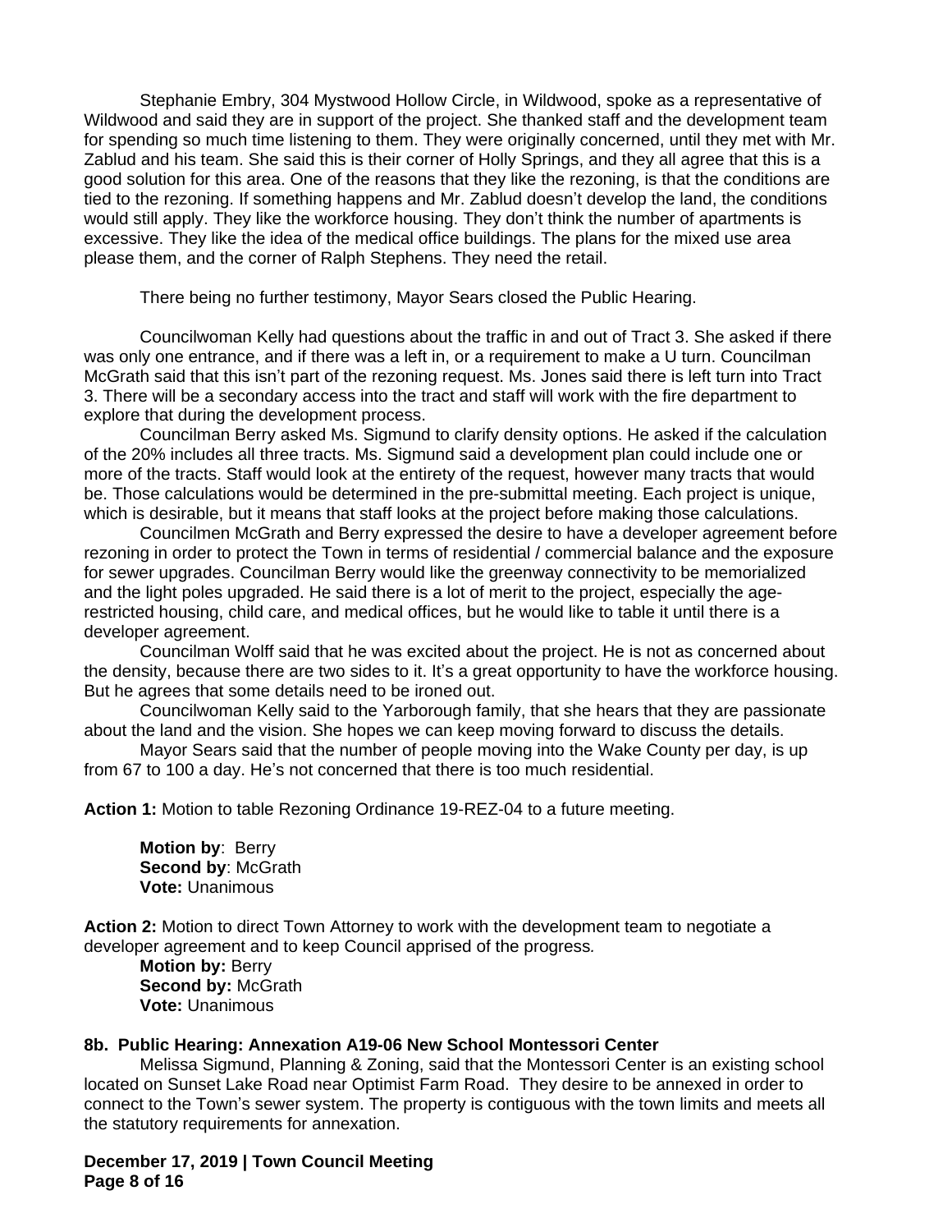Stephanie Embry, 304 Mystwood Hollow Circle, in Wildwood, spoke as a representative of Wildwood and said they are in support of the project. She thanked staff and the development team for spending so much time listening to them. They were originally concerned, until they met with Mr. Zablud and his team. She said this is their corner of Holly Springs, and they all agree that this is a good solution for this area. One of the reasons that they like the rezoning, is that the conditions are tied to the rezoning. If something happens and Mr. Zablud doesn't develop the land, the conditions would still apply. They like the workforce housing. They don't think the number of apartments is excessive. They like the idea of the medical office buildings. The plans for the mixed use area please them, and the corner of Ralph Stephens. They need the retail.

There being no further testimony, Mayor Sears closed the Public Hearing.

Councilwoman Kelly had questions about the traffic in and out of Tract 3. She asked if there was only one entrance, and if there was a left in, or a requirement to make a U turn. Councilman McGrath said that this isn't part of the rezoning request. Ms. Jones said there is left turn into Tract 3. There will be a secondary access into the tract and staff will work with the fire department to explore that during the development process.

Councilman Berry asked Ms. Sigmund to clarify density options. He asked if the calculation of the 20% includes all three tracts. Ms. Sigmund said a development plan could include one or more of the tracts. Staff would look at the entirety of the request, however many tracts that would be. Those calculations would be determined in the pre-submittal meeting. Each project is unique, which is desirable, but it means that staff looks at the project before making those calculations.

Councilmen McGrath and Berry expressed the desire to have a developer agreement before rezoning in order to protect the Town in terms of residential / commercial balance and the exposure for sewer upgrades. Councilman Berry would like the greenway connectivity to be memorialized and the light poles upgraded. He said there is a lot of merit to the project, especially the age-restricted housing, child care, and medical offices, but he would like to table it until there is a developer agreement.

Councilman Wolff said that he was excited about the project. He is not as concerned about the density, because there are two sides to it. It's a great opportunity to have the workforce housing. But he agrees that some details need to be ironed out.

Councilwoman Kelly said to the Yarborough family, that she hears that they are passionate about the land and the vision. She hopes we can keep moving forward to discuss the details.

Mayor Sears said that the number of people moving into the Wake County per day, is up from 67 to 100 a day. He's not concerned that there is too much residential.

**Action 1:** Motion to table Rezoning Ordinance 19-REZ-04 to a future meeting.

**Motion by**: Berry
**Second by**: McGrath
**Vote:** Unanimous

**Action 2:** Motion to direct Town Attorney to work with the development team to negotiate a developer agreement and to keep Council apprised of the progress.

**Motion by:** Berry
**Second by:** McGrath
**Vote:** Unanimous

**8b. Public Hearing: Annexation A19-06 New School Montessori Center**

Melissa Sigmund, Planning & Zoning, said that the Montessori Center is an existing school located on Sunset Lake Road near Optimist Farm Road. They desire to be annexed in order to connect to the Town's sewer system. The property is contiguous with the town limits and meets all the statutory requirements for annexation.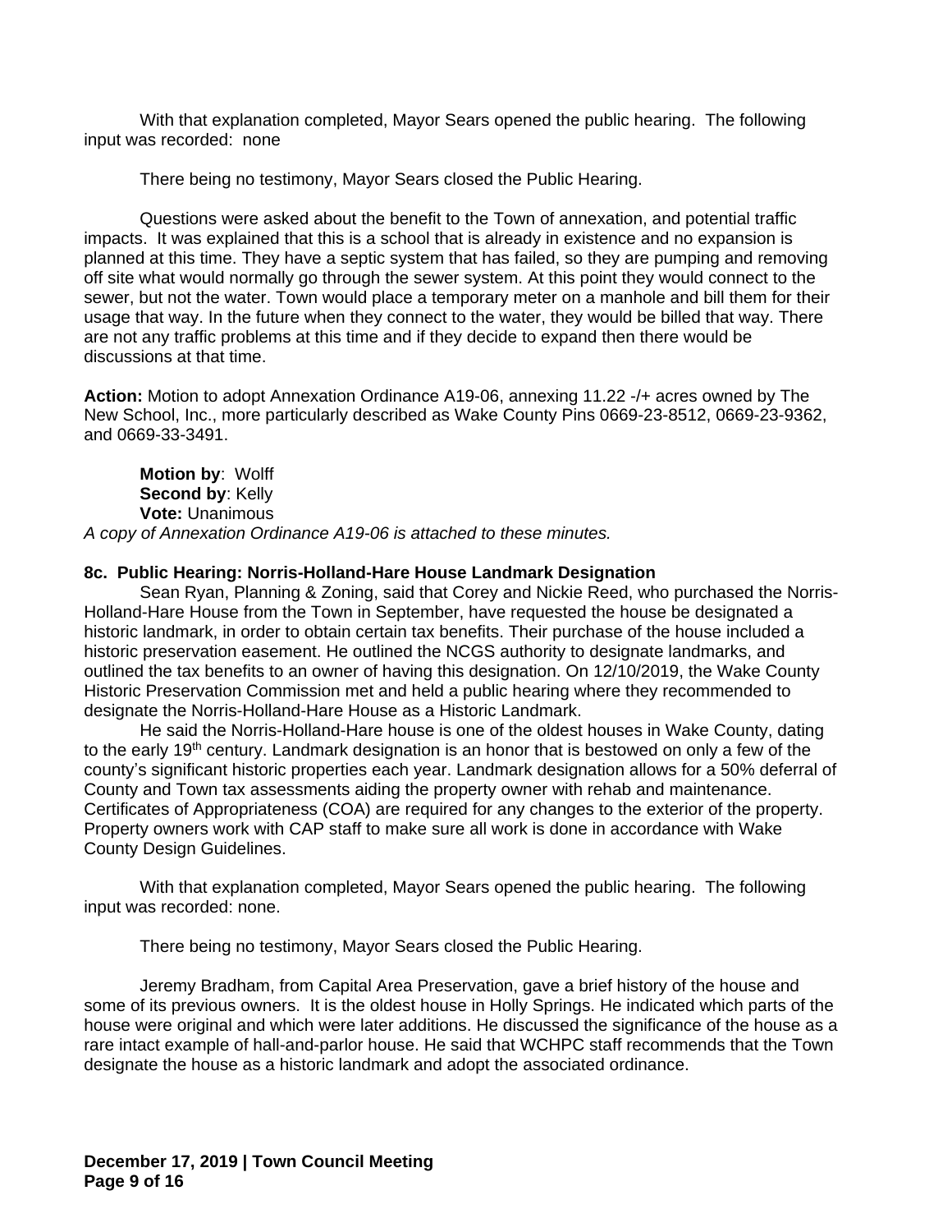With that explanation completed, Mayor Sears opened the public hearing. The following input was recorded: none

There being no testimony, Mayor Sears closed the Public Hearing.

Questions were asked about the benefit to the Town of annexation, and potential traffic impacts. It was explained that this is a school that is already in existence and no expansion is planned at this time. They have a septic system that has failed, so they are pumping and removing off site what would normally go through the sewer system. At this point they would connect to the sewer, but not the water. Town would place a temporary meter on a manhole and bill them for their usage that way. In the future when they connect to the water, they would be billed that way. There are not any traffic problems at this time and if they decide to expand then there would be discussions at that time.

**Action:** Motion to adopt Annexation Ordinance A19-06, annexing 11.22 -/+ acres owned by The New School, Inc., more particularly described as Wake County Pins 0669-23-8512, 0669-23-9362, and 0669-33-3491.

**Motion by**: Wolff
**Second by**: Kelly
**Vote:** Unanimous

*A copy of Annexation Ordinance A19-06 is attached to these minutes.*

**8c. Public Hearing: Norris-Holland-Hare House Landmark Designation**

Sean Ryan, Planning & Zoning, said that Corey and Nickie Reed, who purchased the Norris-Holland-Hare House from the Town in September, have requested the house be designated a historic landmark, in order to obtain certain tax benefits. Their purchase of the house included a historic preservation easement. He outlined the NCGS authority to designate landmarks, and outlined the tax benefits to an owner of having this designation. On 12/10/2019, the Wake County Historic Preservation Commission met and held a public hearing where they recommended to designate the Norris-Holland-Hare House as a Historic Landmark.

He said the Norris-Holland-Hare house is one of the oldest houses in Wake County, dating to the early 19th century. Landmark designation is an honor that is bestowed on only a few of the county's significant historic properties each year. Landmark designation allows for a 50% deferral of County and Town tax assessments aiding the property owner with rehab and maintenance. Certificates of Appropriateness (COA) are required for any changes to the exterior of the property. Property owners work with CAP staff to make sure all work is done in accordance with Wake County Design Guidelines.

With that explanation completed, Mayor Sears opened the public hearing. The following input was recorded: none.

There being no testimony, Mayor Sears closed the Public Hearing.

Jeremy Bradham, from Capital Area Preservation, gave a brief history of the house and some of its previous owners. It is the oldest house in Holly Springs. He indicated which parts of the house were original and which were later additions. He discussed the significance of the house as a rare intact example of hall-and-parlor house. He said that WCHPC staff recommends that the Town designate the house as a historic landmark and adopt the associated ordinance.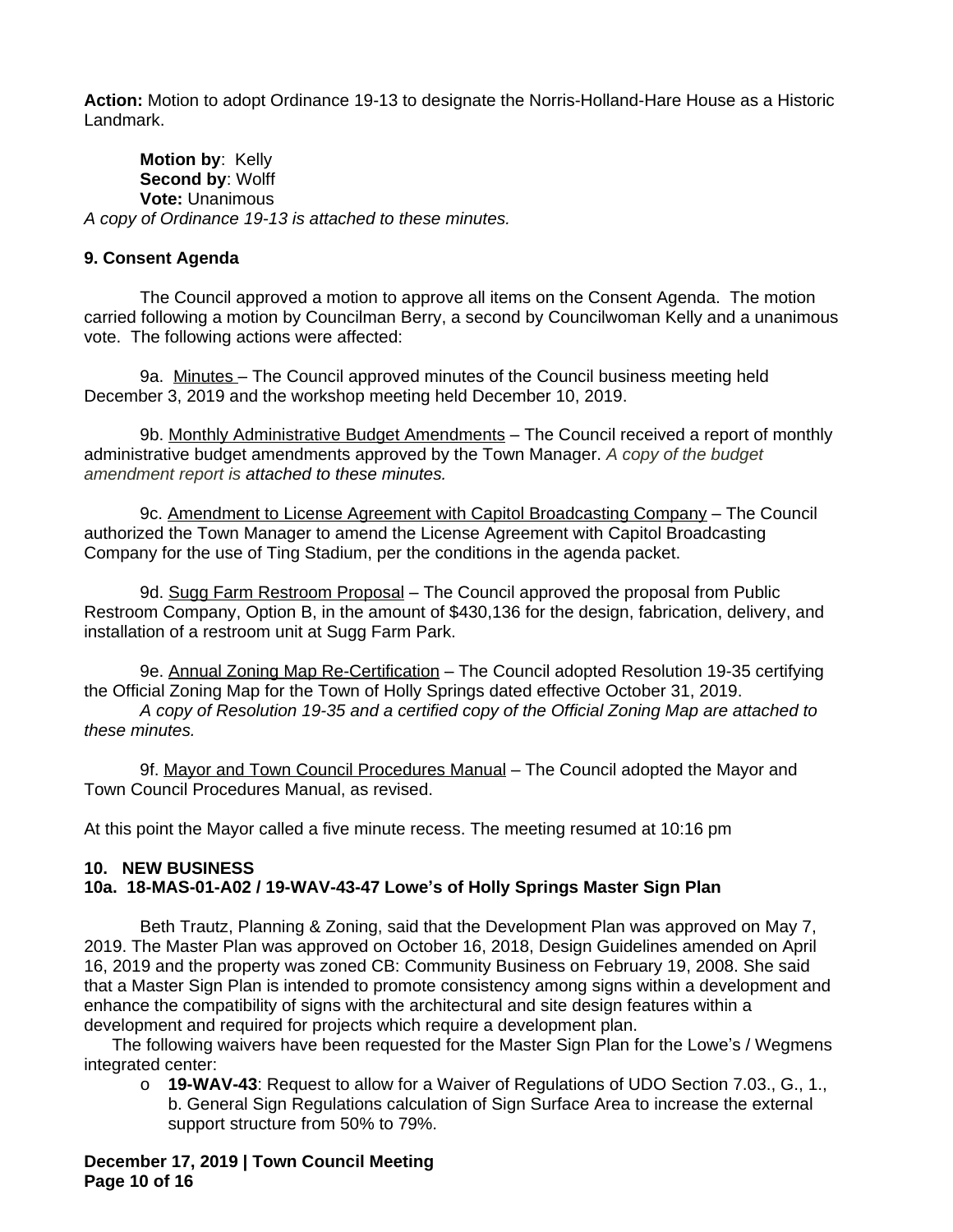**Action:** Motion to adopt Ordinance 19-13 to designate the Norris-Holland-Hare House as a Historic Landmark.

**Motion by**: Kelly
**Second by**: Wolff
**Vote:** Unanimous

*A copy of Ordinance 19-13 is attached to these minutes.*

**9. Consent Agenda**

The Council approved a motion to approve all items on the Consent Agenda. The motion carried following a motion by Councilman Berry, a second by Councilwoman Kelly and a unanimous vote. The following actions were affected:

9a. Minutes – The Council approved minutes of the Council business meeting held December 3, 2019 and the workshop meeting held December 10, 2019.

9b. Monthly Administrative Budget Amendments – The Council received a report of monthly administrative budget amendments approved by the Town Manager. *A copy of the budget amendment report is attached to these minutes.*

9c. Amendment to License Agreement with Capitol Broadcasting Company – The Council authorized the Town Manager to amend the License Agreement with Capitol Broadcasting Company for the use of Ting Stadium, per the conditions in the agenda packet.

9d. Sugg Farm Restroom Proposal – The Council approved the proposal from Public Restroom Company, Option B, in the amount of $430,136 for the design, fabrication, delivery, and installation of a restroom unit at Sugg Farm Park.

9e. Annual Zoning Map Re-Certification – The Council adopted Resolution 19-35 certifying the Official Zoning Map for the Town of Holly Springs dated effective October 31, 2019.

*A copy of Resolution 19-35 and a certified copy of the Official Zoning Map are attached to these minutes.*

9f. Mayor and Town Council Procedures Manual – The Council adopted the Mayor and Town Council Procedures Manual, as revised.

At this point the Mayor called a five minute recess. The meeting resumed at 10:16 pm

**10. NEW BUSINESS**

**10a. 18-MAS-01-A02 / 19-WAV-43-47 Lowe's of Holly Springs Master Sign Plan**

Beth Trautz, Planning & Zoning, said that the Development Plan was approved on May 7, 2019. The Master Plan was approved on October 16, 2018, Design Guidelines amended on April 16, 2019 and the property was zoned CB: Community Business on February 19, 2008. She said that a Master Sign Plan is intended to promote consistency among signs within a development and enhance the compatibility of signs with the architectural and site design features within a development and required for projects which require a development plan.

The following waivers have been requested for the Master Sign Plan for the Lowe's / Wegmens integrated center:

- **19-WAV-43**: Request to allow for a Waiver of Regulations of UDO Section 7.03., G., 1., b. General Sign Regulations calculation of Sign Surface Area to increase the external support structure from 50% to 79%.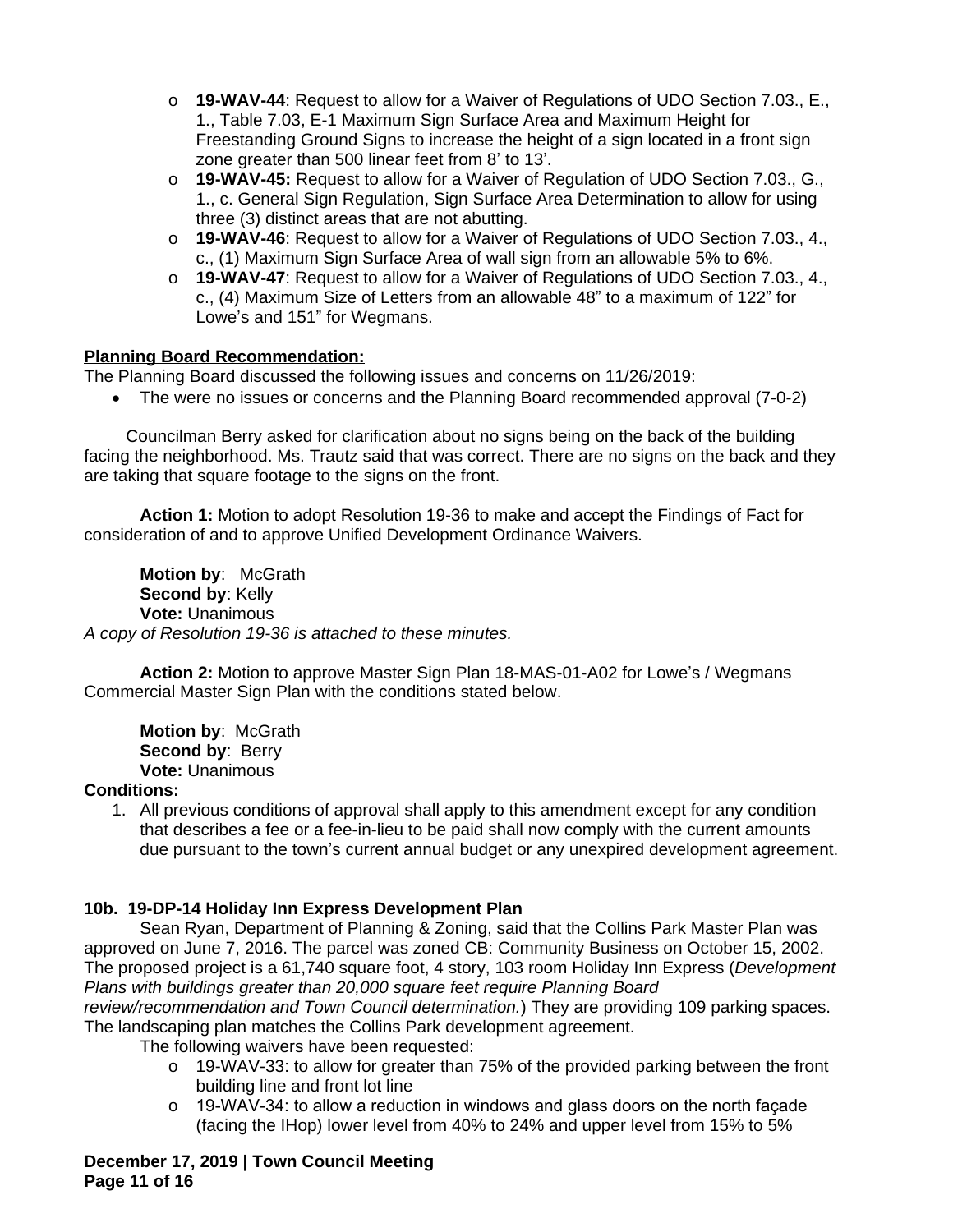- **19-WAV-44**: Request to allow for a Waiver of Regulations of UDO Section 7.03., E., 1., Table 7.03, E-1 Maximum Sign Surface Area and Maximum Height for Freestanding Ground Signs to increase the height of a sign located in a front sign zone greater than 500 linear feet from 8' to 13'.
- **19-WAV-45:** Request to allow for a Waiver of Regulation of UDO Section 7.03., G., 1., c. General Sign Regulation, Sign Surface Area Determination to allow for using three (3) distinct areas that are not abutting.
- **19-WAV-46**: Request to allow for a Waiver of Regulations of UDO Section 7.03., 4., c., (1) Maximum Sign Surface Area of wall sign from an allowable 5% to 6%.
- **19-WAV-47**: Request to allow for a Waiver of Regulations of UDO Section 7.03., 4., c., (4) Maximum Size of Letters from an allowable 48" to a maximum of 122" for Lowe's and 151" for Wegmans.

**Planning Board Recommendation:**

The Planning Board discussed the following issues and concerns on 11/26/2019:

- The were no issues or concerns and the Planning Board recommended approval (7-0-2)

Councilman Berry asked for clarification about no signs being on the back of the building facing the neighborhood. Ms. Trautz said that was correct. There are no signs on the back and they are taking that square footage to the signs on the front.

**Action 1:** Motion to adopt Resolution 19-36 to make and accept the Findings of Fact for consideration of and to approve Unified Development Ordinance Waivers.

**Motion by**: McGrath
**Second by**: Kelly
**Vote:** Unanimous

*A copy of Resolution 19-36 is attached to these minutes.*

**Action 2:** Motion to approve Master Sign Plan 18-MAS-01-A02 for Lowe's / Wegmans Commercial Master Sign Plan with the conditions stated below.

**Motion by**: McGrath
**Second by**: Berry
**Vote:** Unanimous

**Conditions:**

1. All previous conditions of approval shall apply to this amendment except for any condition that describes a fee or a fee-in-lieu to be paid shall now comply with the current amounts due pursuant to the town's current annual budget or any unexpired development agreement.

**10b. 19-DP-14 Holiday Inn Express Development Plan**

Sean Ryan, Department of Planning & Zoning, said that the Collins Park Master Plan was approved on June 7, 2016. The parcel was zoned CB: Community Business on October 15, 2002. The proposed project is a 61,740 square foot, 4 story, 103 room Holiday Inn Express (*Development Plans with buildings greater than 20,000 square feet require Planning Board review/recommendation and Town Council determination.*) They are providing 109 parking spaces. The landscaping plan matches the Collins Park development agreement.

The following waivers have been requested:

- 19-WAV-33: to allow for greater than 75% of the provided parking between the front building line and front lot line
- 19-WAV-34: to allow a reduction in windows and glass doors on the north façade (facing the IHop) lower level from 40% to 24% and upper level from 15% to 5%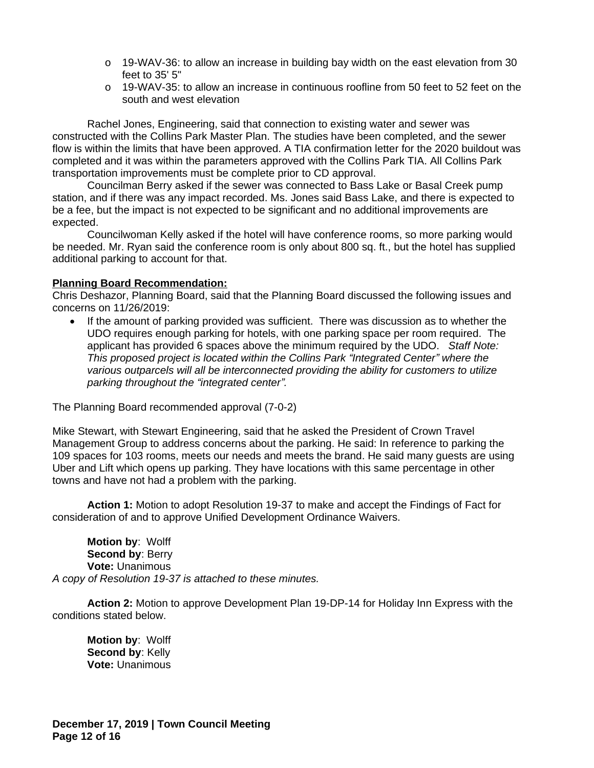- 19-WAV-36: to allow an increase in building bay width on the east elevation from 30 feet to 35' 5"
- 19-WAV-35: to allow an increase in continuous roofline from 50 feet to 52 feet on the south and west elevation

Rachel Jones, Engineering, said that connection to existing water and sewer was constructed with the Collins Park Master Plan. The studies have been completed, and the sewer flow is within the limits that have been approved. A TIA confirmation letter for the 2020 buildout was completed and it was within the parameters approved with the Collins Park TIA. All Collins Park transportation improvements must be complete prior to CD approval.

Councilman Berry asked if the sewer was connected to Bass Lake or Basal Creek pump station, and if there was any impact recorded. Ms. Jones said Bass Lake, and there is expected to be a fee, but the impact is not expected to be significant and no additional improvements are expected.

Councilwoman Kelly asked if the hotel will have conference rooms, so more parking would be needed. Mr. Ryan said the conference room is only about 800 sq. ft., but the hotel has supplied additional parking to account for that.

**Planning Board Recommendation:**

Chris Deshazor, Planning Board, said that the Planning Board discussed the following issues and concerns on 11/26/2019:

- If the amount of parking provided was sufficient. There was discussion as to whether the UDO requires enough parking for hotels, with one parking space per room required. The applicant has provided 6 spaces above the minimum required by the UDO. *Staff Note: This proposed project is located within the Collins Park "Integrated Center" where the various outparcels will all be interconnected providing the ability for customers to utilize parking throughout the "integrated center".*

The Planning Board recommended approval (7-0-2)

Mike Stewart, with Stewart Engineering, said that he asked the President of Crown Travel Management Group to address concerns about the parking. He said: In reference to parking the 109 spaces for 103 rooms, meets our needs and meets the brand. He said many guests are using Uber and Lift which opens up parking. They have locations with this same percentage in other towns and have not had a problem with the parking.

**Action 1:** Motion to adopt Resolution 19-37 to make and accept the Findings of Fact for consideration of and to approve Unified Development Ordinance Waivers.

**Motion by**: Wolff
**Second by**: Berry
**Vote:** Unanimous

*A copy of Resolution 19-37 is attached to these minutes.*

**Action 2:** Motion to approve Development Plan 19-DP-14 for Holiday Inn Express with the conditions stated below.

**Motion by**: Wolff
**Second by**: Kelly
**Vote:** Unanimous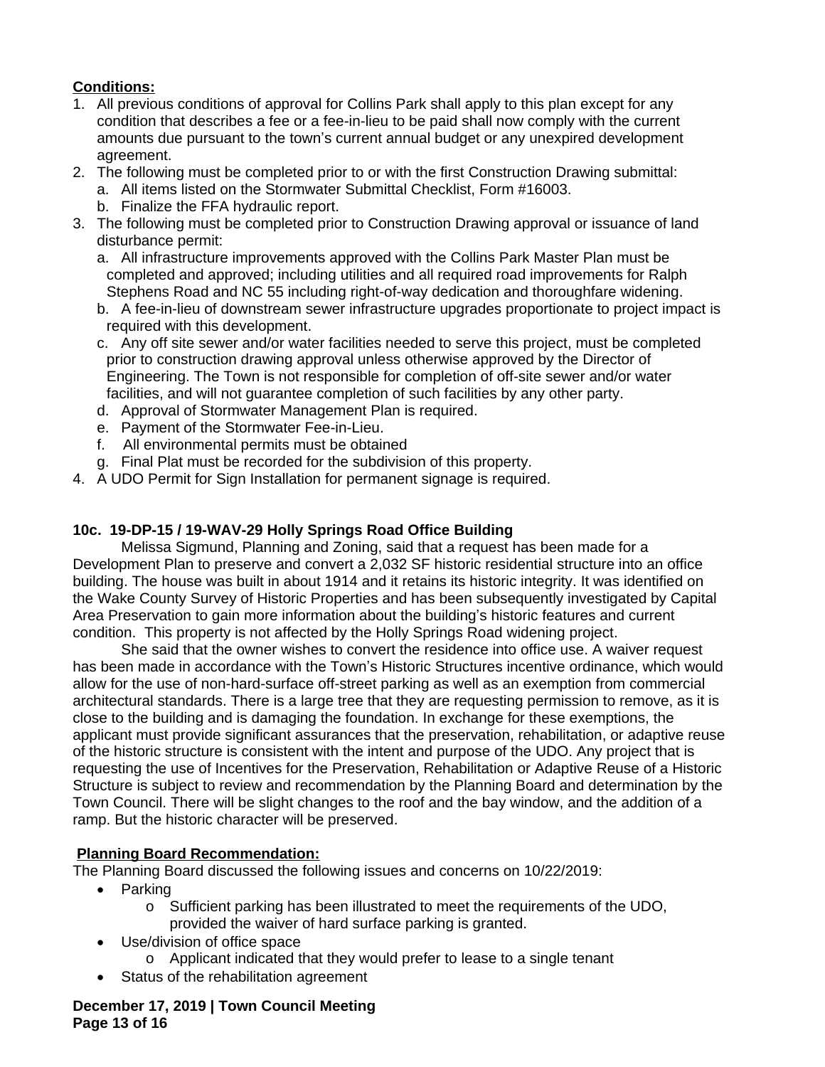**Conditions:**

1. All previous conditions of approval for Collins Park shall apply to this plan except for any condition that describes a fee or a fee-in-lieu to be paid shall now comply with the current amounts due pursuant to the town's current annual budget or any unexpired development agreement.
2. The following must be completed prior to or with the first Construction Drawing submittal:
   a. All items listed on the Stormwater Submittal Checklist, Form #16003.
   b. Finalize the FFA hydraulic report.
3. The following must be completed prior to Construction Drawing approval or issuance of land disturbance permit:
   a. All infrastructure improvements approved with the Collins Park Master Plan must be completed and approved; including utilities and all required road improvements for Ralph Stephens Road and NC 55 including right-of-way dedication and thoroughfare widening.
   b. A fee-in-lieu of downstream sewer infrastructure upgrades proportionate to project impact is required with this development.
   c. Any off site sewer and/or water facilities needed to serve this project, must be completed prior to construction drawing approval unless otherwise approved by the Director of Engineering. The Town is not responsible for completion of off-site sewer and/or water facilities, and will not guarantee completion of such facilities by any other party.
   d. Approval of Stormwater Management Plan is required.
   e. Payment of the Stormwater Fee-in-Lieu.
   f. All environmental permits must be obtained
   g. Final Plat must be recorded for the subdivision of this property.
4. A UDO Permit for Sign Installation for permanent signage is required.

**10c. 19-DP-15 / 19-WAV-29 Holly Springs Road Office Building**

Melissa Sigmund, Planning and Zoning, said that a request has been made for a Development Plan to preserve and convert a 2,032 SF historic residential structure into an office building. The house was built in about 1914 and it retains its historic integrity. It was identified on the Wake County Survey of Historic Properties and has been subsequently investigated by Capital Area Preservation to gain more information about the building's historic features and current condition. This property is not affected by the Holly Springs Road widening project.

She said that the owner wishes to convert the residence into office use. A waiver request has been made in accordance with the Town's Historic Structures incentive ordinance, which would allow for the use of non-hard-surface off-street parking as well as an exemption from commercial architectural standards. There is a large tree that they are requesting permission to remove, as it is close to the building and is damaging the foundation. In exchange for these exemptions, the applicant must provide significant assurances that the preservation, rehabilitation, or adaptive reuse of the historic structure is consistent with the intent and purpose of the UDO. Any project that is requesting the use of Incentives for the Preservation, Rehabilitation or Adaptive Reuse of a Historic Structure is subject to review and recommendation by the Planning Board and determination by the Town Council. There will be slight changes to the roof and the bay window, and the addition of a ramp. But the historic character will be preserved.

**Planning Board Recommendation:**

The Planning Board discussed the following issues and concerns on 10/22/2019:

- Parking
  - Sufficient parking has been illustrated to meet the requirements of the UDO, provided the waiver of hard surface parking is granted.
- Use/division of office space
  - Applicant indicated that they would prefer to lease to a single tenant
- Status of the rehabilitation agreement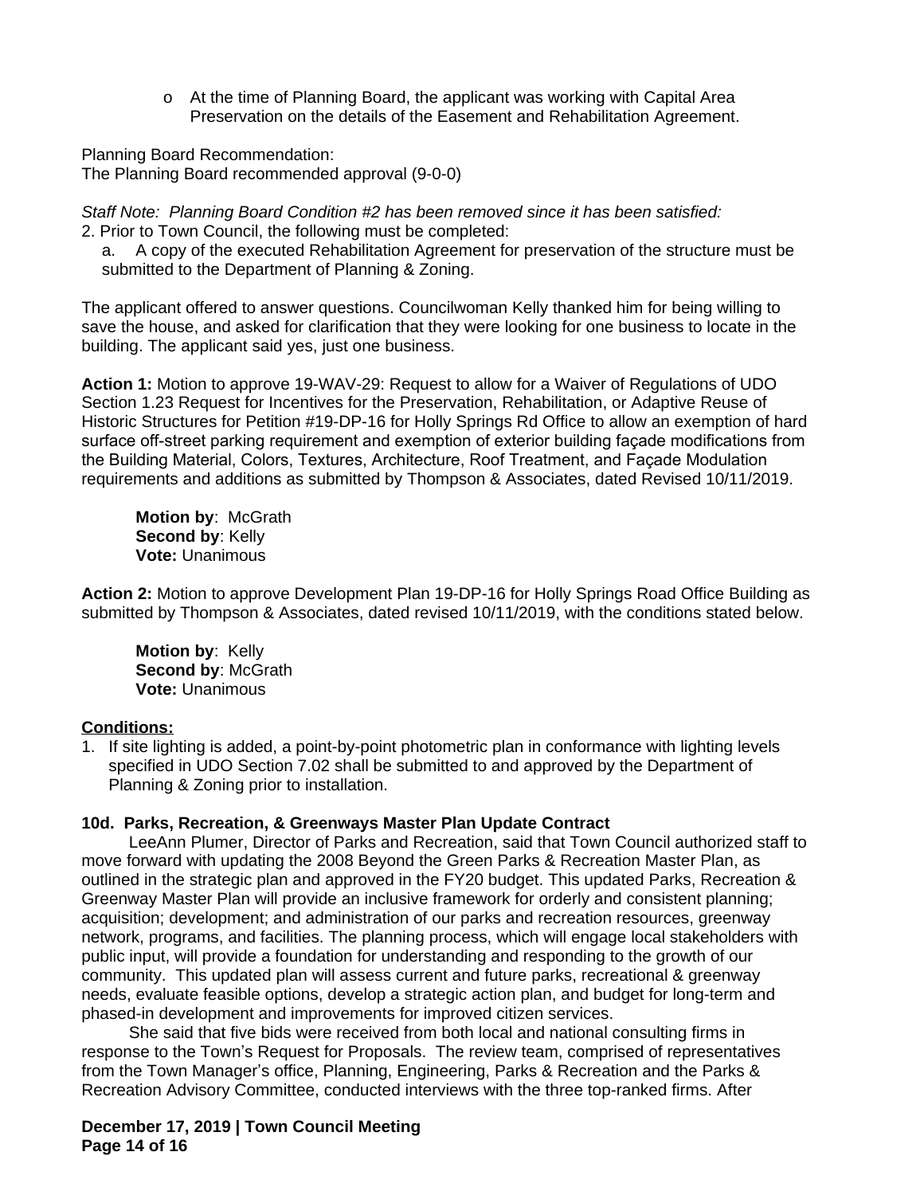- At the time of Planning Board, the applicant was working with Capital Area Preservation on the details of the Easement and Rehabilitation Agreement.

Planning Board Recommendation:
The Planning Board recommended approval (9-0-0)

*Staff Note: Planning Board Condition #2 has been removed since it has been satisfied:*
2. Prior to Town Council, the following must be completed:
   a. A copy of the executed Rehabilitation Agreement for preservation of the structure must be submitted to the Department of Planning & Zoning.

The applicant offered to answer questions. Councilwoman Kelly thanked him for being willing to save the house, and asked for clarification that they were looking for one business to locate in the building. The applicant said yes, just one business.

**Action 1:** Motion to approve 19-WAV-29: Request to allow for a Waiver of Regulations of UDO Section 1.23 Request for Incentives for the Preservation, Rehabilitation, or Adaptive Reuse of Historic Structures for Petition #19-DP-16 for Holly Springs Rd Office to allow an exemption of hard surface off-street parking requirement and exemption of exterior building façade modifications from the Building Material, Colors, Textures, Architecture, Roof Treatment, and Façade Modulation requirements and additions as submitted by Thompson & Associates, dated Revised 10/11/2019.

**Motion by**: McGrath
**Second by**: Kelly
**Vote:** Unanimous

**Action 2:** Motion to approve Development Plan 19-DP-16 for Holly Springs Road Office Building as submitted by Thompson & Associates, dated revised 10/11/2019, with the conditions stated below.

**Motion by**: Kelly
**Second by**: McGrath
**Vote:** Unanimous

**Conditions:**

1. If site lighting is added, a point-by-point photometric plan in conformance with lighting levels specified in UDO Section 7.02 shall be submitted to and approved by the Department of Planning & Zoning prior to installation.

**10d. Parks, Recreation, & Greenways Master Plan Update Contract**

LeeAnn Plumer, Director of Parks and Recreation, said that Town Council authorized staff to move forward with updating the 2008 Beyond the Green Parks & Recreation Master Plan, as outlined in the strategic plan and approved in the FY20 budget. This updated Parks, Recreation & Greenway Master Plan will provide an inclusive framework for orderly and consistent planning; acquisition; development; and administration of our parks and recreation resources, greenway network, programs, and facilities. The planning process, which will engage local stakeholders with public input, will provide a foundation for understanding and responding to the growth of our community. This updated plan will assess current and future parks, recreational & greenway needs, evaluate feasible options, develop a strategic action plan, and budget for long-term and phased-in development and improvements for improved citizen services.

She said that five bids were received from both local and national consulting firms in response to the Town's Request for Proposals. The review team, comprised of representatives from the Town Manager's office, Planning, Engineering, Parks & Recreation and the Parks & Recreation Advisory Committee, conducted interviews with the three top-ranked firms. After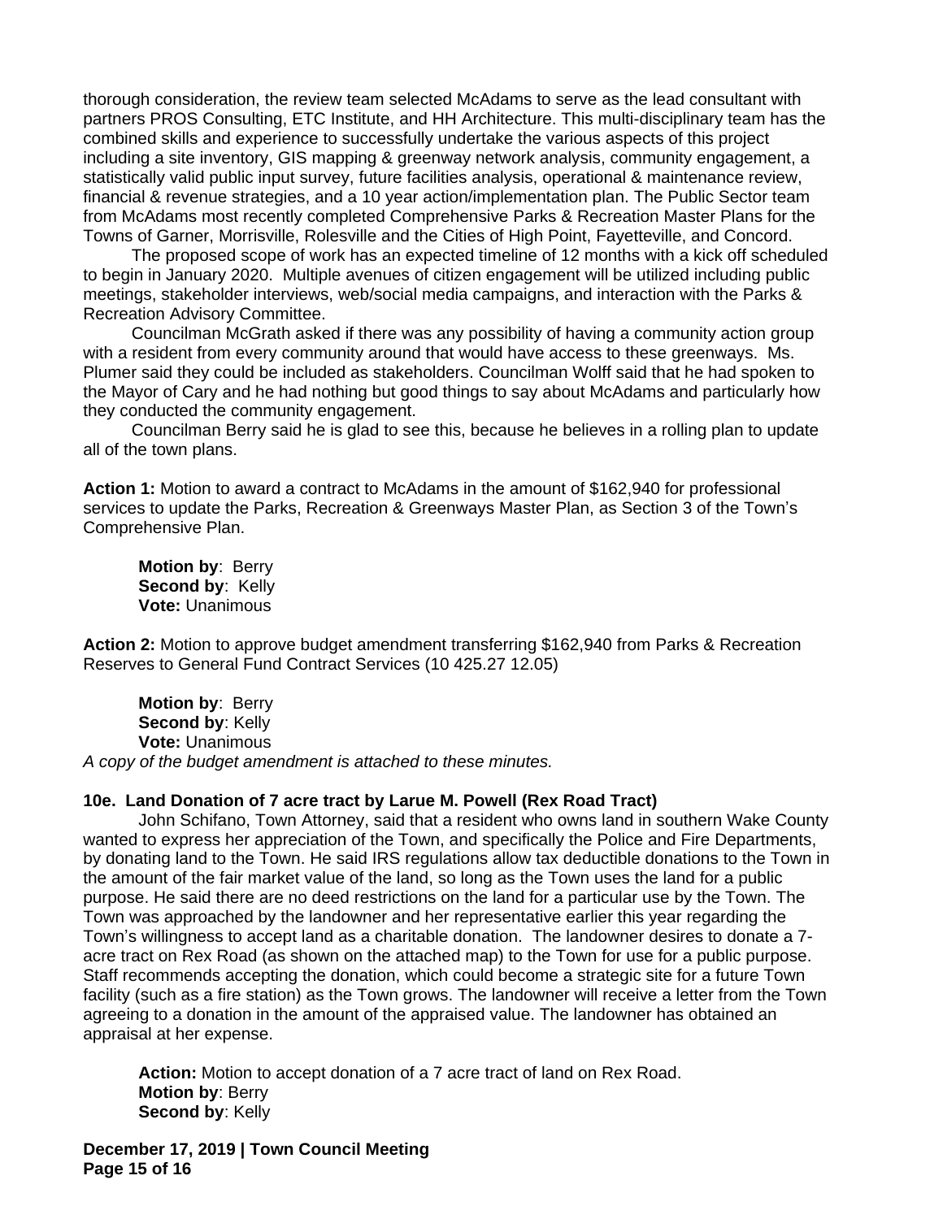thorough consideration, the review team selected McAdams to serve as the lead consultant with partners PROS Consulting, ETC Institute, and HH Architecture. This multi-disciplinary team has the combined skills and experience to successfully undertake the various aspects of this project including a site inventory, GIS mapping & greenway network analysis, community engagement, a statistically valid public input survey, future facilities analysis, operational & maintenance review, financial & revenue strategies, and a 10 year action/implementation plan. The Public Sector team from McAdams most recently completed Comprehensive Parks & Recreation Master Plans for the Towns of Garner, Morrisville, Rolesville and the Cities of High Point, Fayetteville, and Concord.

The proposed scope of work has an expected timeline of 12 months with a kick off scheduled to begin in January 2020. Multiple avenues of citizen engagement will be utilized including public meetings, stakeholder interviews, web/social media campaigns, and interaction with the Parks & Recreation Advisory Committee.

Councilman McGrath asked if there was any possibility of having a community action group with a resident from every community around that would have access to these greenways. Ms. Plumer said they could be included as stakeholders. Councilman Wolff said that he had spoken to the Mayor of Cary and he had nothing but good things to say about McAdams and particularly how they conducted the community engagement.

Councilman Berry said he is glad to see this, because he believes in a rolling plan to update all of the town plans.

**Action 1:** Motion to award a contract to McAdams in the amount of $162,940 for professional services to update the Parks, Recreation & Greenways Master Plan, as Section 3 of the Town's Comprehensive Plan.

**Motion by**: Berry
**Second by**: Kelly
**Vote:** Unanimous

**Action 2:** Motion to approve budget amendment transferring $162,940 from Parks & Recreation Reserves to General Fund Contract Services (10 425.27 12.05)

**Motion by**: Berry
**Second by**: Kelly
**Vote:** Unanimous

*A copy of the budget amendment is attached to these minutes.*

**10e. Land Donation of 7 acre tract by Larue M. Powell (Rex Road Tract)**

John Schifano, Town Attorney, said that a resident who owns land in southern Wake County wanted to express her appreciation of the Town, and specifically the Police and Fire Departments, by donating land to the Town. He said IRS regulations allow tax deductible donations to the Town in the amount of the fair market value of the land, so long as the Town uses the land for a public purpose. He said there are no deed restrictions on the land for a particular use by the Town. The Town was approached by the landowner and her representative earlier this year regarding the Town's willingness to accept land as a charitable donation. The landowner desires to donate a 7-acre tract on Rex Road (as shown on the attached map) to the Town for use for a public purpose. Staff recommends accepting the donation, which could become a strategic site for a future Town facility (such as a fire station) as the Town grows. The landowner will receive a letter from the Town agreeing to a donation in the amount of the appraised value. The landowner has obtained an appraisal at her expense.

**Action:** Motion to accept donation of a 7 acre tract of land on Rex Road.
**Motion by**: Berry
**Second by**: Kelly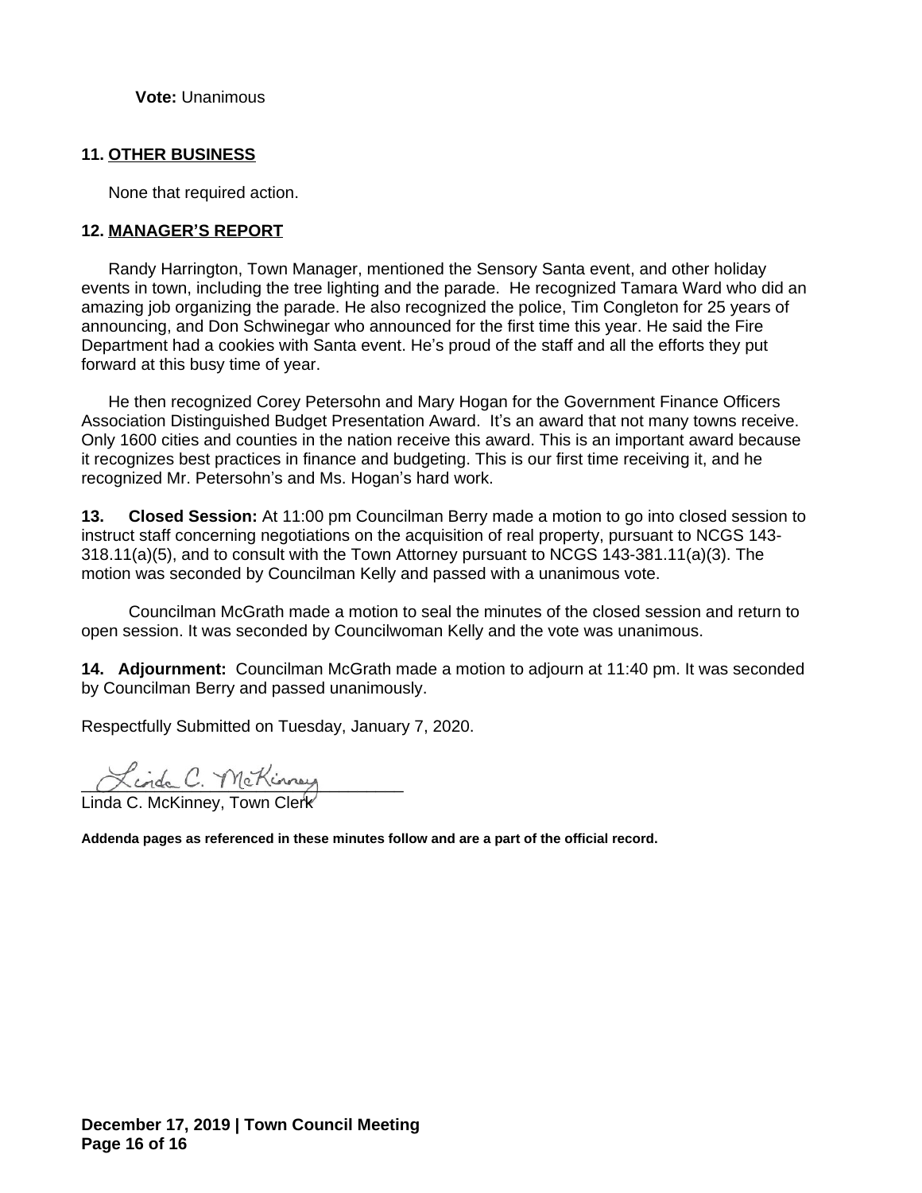**Vote:** Unanimous

## 11. OTHER BUSINESS

None that required action.

## 12. MANAGER'S REPORT

Randy Harrington, Town Manager, mentioned the Sensory Santa event, and other holiday events in town, including the tree lighting and the parade. He recognized Tamara Ward who did an amazing job organizing the parade. He also recognized the police, Tim Congleton for 25 years of announcing, and Don Schwinegar who announced for the first time this year. He said the Fire Department had a cookies with Santa event. He's proud of the staff and all the efforts they put forward at this busy time of year.

He then recognized Corey Petersohn and Mary Hogan for the Government Finance Officers Association Distinguished Budget Presentation Award. It's an award that not many towns receive. Only 1600 cities and counties in the nation receive this award. This is an important award because it recognizes best practices in finance and budgeting. This is our first time receiving it, and he recognized Mr. Petersohn's and Ms. Hogan's hard work.

**13. Closed Session:** At 11:00 pm Councilman Berry made a motion to go into closed session to instruct staff concerning negotiations on the acquisition of real property, pursuant to NCGS 143-318.11(a)(5), and to consult with the Town Attorney pursuant to NCGS 143-381.11(a)(3). The motion was seconded by Councilman Kelly and passed with a unanimous vote.

Councilman McGrath made a motion to seal the minutes of the closed session and return to open session. It was seconded by Councilwoman Kelly and the vote was unanimous.

**14. Adjournment:** Councilman McGrath made a motion to adjourn at 11:40 pm. It was seconded by Councilman Berry and passed unanimously.

Respectfully Submitted on Tuesday, January 7, 2020.

Linda C. McKinney

Linda C. McKinney, Town Clerk

**Addenda pages as referenced in these minutes follow and are a part of the official record.**

**December 17, 2019 | Town Council Meeting**